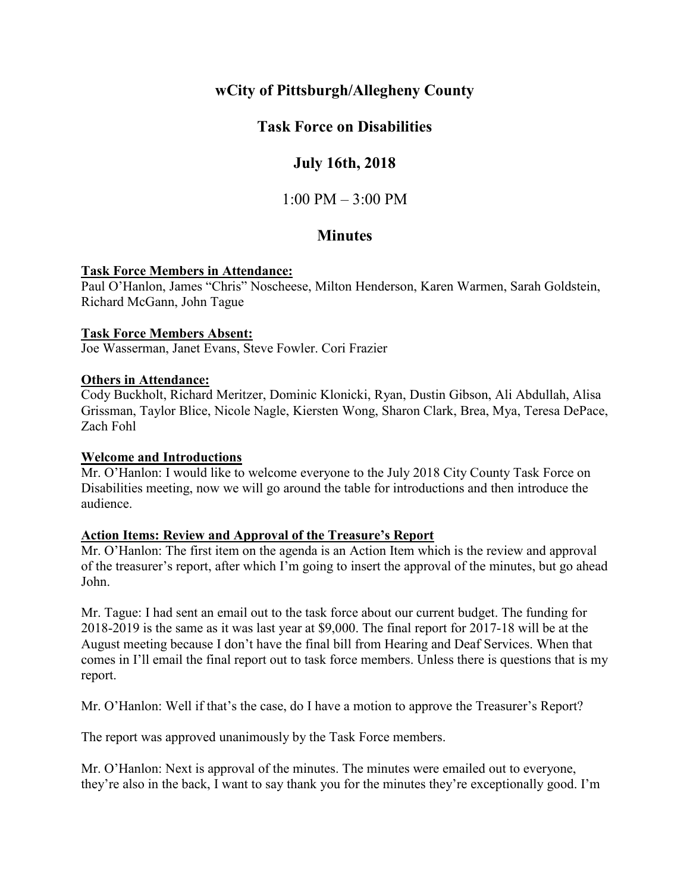# wCity of Pittsburgh/Allegheny County

# Task Force on Disabilities

# July 16th, 2018

## 1:00 PM – 3:00 PM

# Minutes

**Task Force Members in Attendance:**
Paul O'Hanlon, James "Chris" Noscheese, Milton Henderson, Karen Warmen, Sarah Goldstein, Richard McGann, John Tague

**Task Force Members Absent:**
Joe Wasserman, Janet Evans, Steve Fowler. Cori Frazier

**Others in Attendance:**
Cody Buckholt, Richard Meritzer, Dominic Klonicki, Ryan, Dustin Gibson, Ali Abdullah, Alisa Grissman, Taylor Blice, Nicole Nagle, Kiersten Wong, Sharon Clark, Brea, Mya, Teresa DePace, Zach Fohl

**Welcome and Introductions**
Mr. O'Hanlon: I would like to welcome everyone to the July 2018 City County Task Force on Disabilities meeting, now we will go around the table for introductions and then introduce the audience.

**Action Items: Review and Approval of the Treasure's Report**
Mr. O'Hanlon: The first item on the agenda is an Action Item which is the review and approval of the treasurer's report, after which I'm going to insert the approval of the minutes, but go ahead John.

Mr. Tague: I had sent an email out to the task force about our current budget. The funding for 2018-2019 is the same as it was last year at $9,000. The final report for 2017-18 will be at the August meeting because I don't have the final bill from Hearing and Deaf Services. When that comes in I'll email the final report out to task force members. Unless there is questions that is my report.

Mr. O'Hanlon: Well if that's the case, do I have a motion to approve the Treasurer's Report?

The report was approved unanimously by the Task Force members.

Mr. O'Hanlon: Next is approval of the minutes. The minutes were emailed out to everyone, they're also in the back, I want to say thank you for the minutes they're exceptionally good. I'm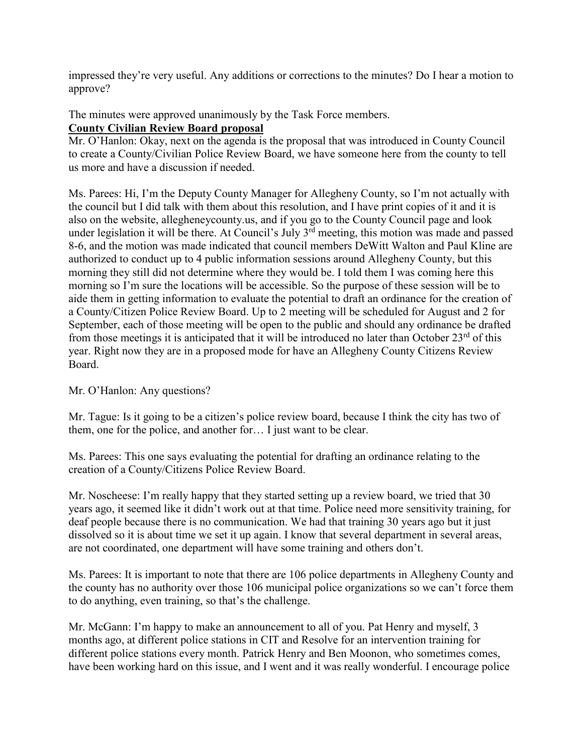impressed they're very useful. Any additions or corrections to the minutes? Do I hear a motion to approve?

The minutes were approved unanimously by the Task Force members.

**County Civilian Review Board proposal**

Mr. O'Hanlon: Okay, next on the agenda is the proposal that was introduced in County Council to create a County/Civilian Police Review Board, we have someone here from the county to tell us more and have a discussion if needed.

Ms. Parees: Hi, I'm the Deputy County Manager for Allegheny County, so I'm not actually with the council but I did talk with them about this resolution, and I have print copies of it and it is also on the website, alleghenycounty.us, and if you go to the County Council page and look under legislation it will be there. At Council's July 3rd meeting, this motion was made and passed 8-6, and the motion was made indicated that council members DeWitt Walton and Paul Kline are authorized to conduct up to 4 public information sessions around Allegheny County, but this morning they still did not determine where they would be. I told them I was coming here this morning so I'm sure the locations will be accessible. So the purpose of these session will be to aide them in getting information to evaluate the potential to draft an ordinance for the creation of a County/Citizen Police Review Board. Up to 2 meeting will be scheduled for August and 2 for September, each of those meeting will be open to the public and should any ordinance be drafted from those meetings it is anticipated that it will be introduced no later than October 23rd of this year. Right now they are in a proposed mode for have an Allegheny County Citizens Review Board.

Mr. O'Hanlon: Any questions?

Mr. Tague: Is it going to be a citizen's police review board, because I think the city has two of them, one for the police, and another for… I just want to be clear.

Ms. Parees: This one says evaluating the potential for drafting an ordinance relating to the creation of a County/Citizens Police Review Board.

Mr. Noscheese: I'm really happy that they started setting up a review board, we tried that 30 years ago, it seemed like it didn't work out at that time. Police need more sensitivity training, for deaf people because there is no communication. We had that training 30 years ago but it just dissolved so it is about time we set it up again. I know that several department in several areas, are not coordinated, one department will have some training and others don't.

Ms. Parees: It is important to note that there are 106 police departments in Allegheny County and the county has no authority over those 106 municipal police organizations so we can't force them to do anything, even training, so that's the challenge.

Mr. McGann: I'm happy to make an announcement to all of you. Pat Henry and myself, 3 months ago, at different police stations in CIT and Resolve for an intervention training for different police stations every month. Patrick Henry and Ben Moonon, who sometimes comes, have been working hard on this issue, and I went and it was really wonderful. I encourage police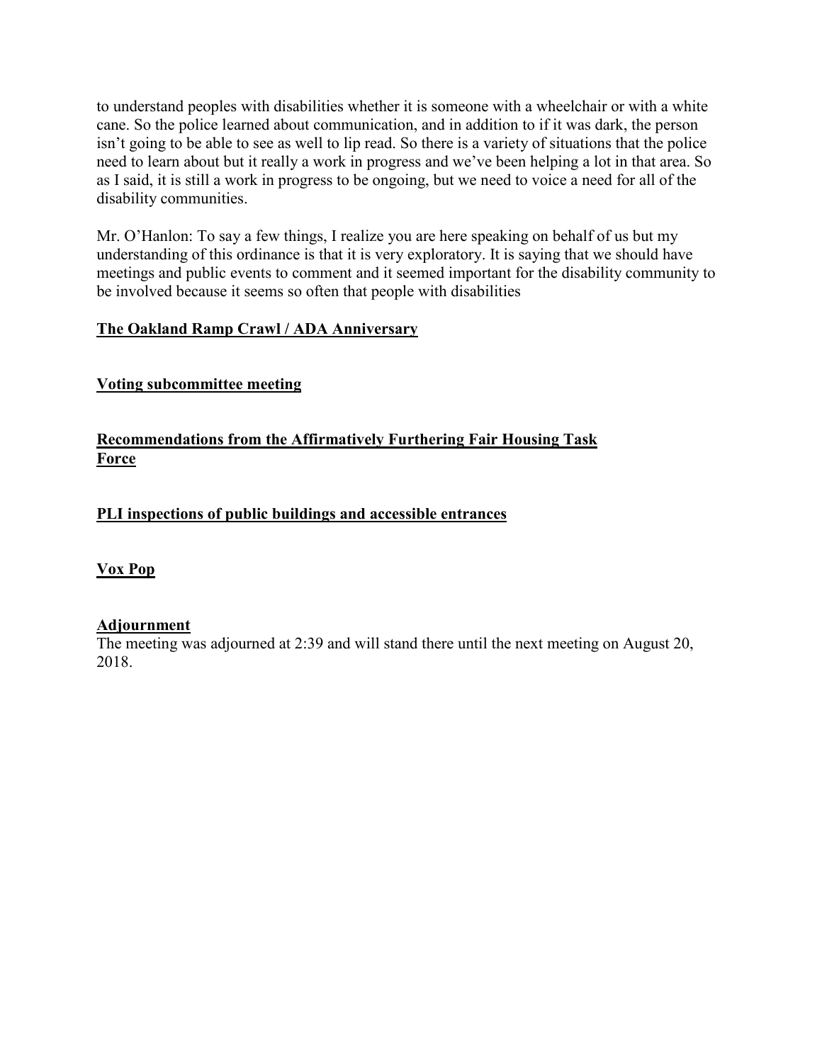to understand peoples with disabilities whether it is someone with a wheelchair or with a white cane. So the police learned about communication, and in addition to if it was dark, the person isn't going to be able to see as well to lip read. So there is a variety of situations that the police need to learn about but it really a work in progress and we've been helping a lot in that area. So as I said, it is still a work in progress to be ongoing, but we need to voice a need for all of the disability communities.

Mr. O'Hanlon: To say a few things, I realize you are here speaking on behalf of us but my understanding of this ordinance is that it is very exploratory. It is saying that we should have meetings and public events to comment and it seemed important for the disability community to be involved because it seems so often that people with disabilities

**The Oakland Ramp Crawl / ADA Anniversary**

**Voting subcommittee meeting**

**Recommendations from the Affirmatively Furthering Fair Housing Task Force**

**PLI inspections of public buildings and accessible entrances**

**Vox Pop**

**Adjournment**

The meeting was adjourned at 2:39 and will stand there until the next meeting on August 20, 2018.